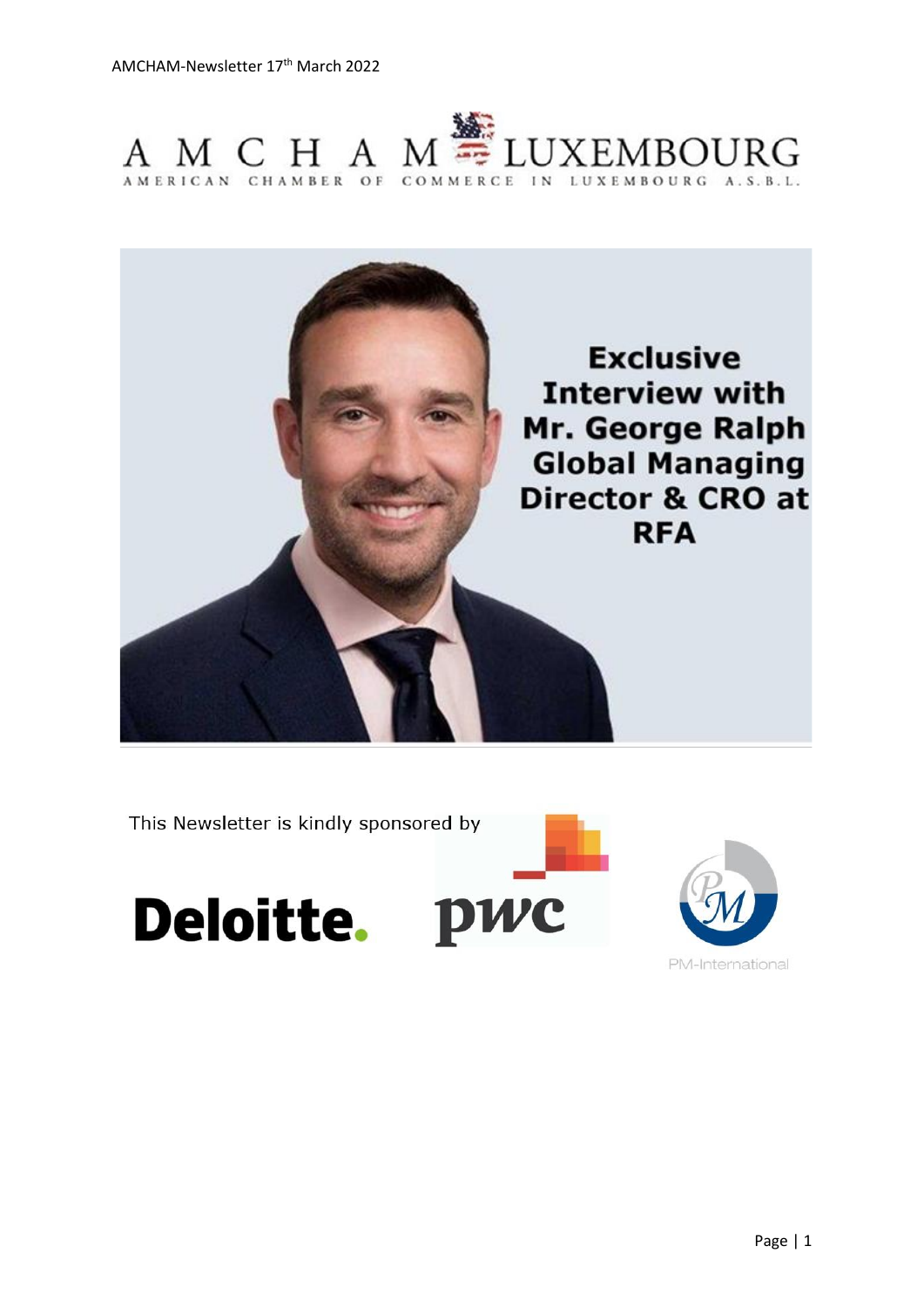# AMCHAM LUXEMBOURG

AMERICAN CHAMBER OF COMMERCE IN LUXEMBOURG A.S.B.L.

## Exclusive Interview with Mr. George Ralph Global Managing Director & CRO at RFA

This Newsletter is kindly sponsored by

Deloitte. pwc PM-International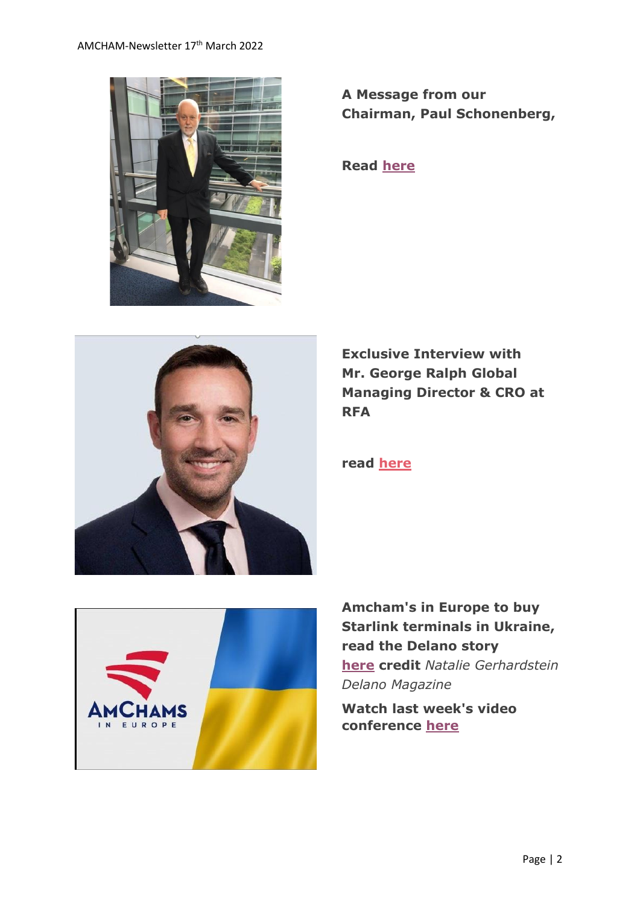**A Message from our Chairman, Paul Schonenberg,**

**Read here**

**Exclusive Interview with Mr. George Ralph Global Managing Director & CRO at RFA**

**read here**

**Amcham's in Europe to buy Starlink terminals in Ukraine, read the Delano story here credit** *Natalie Gerhardstein Delano Magazine*

**Watch last week's video conference here**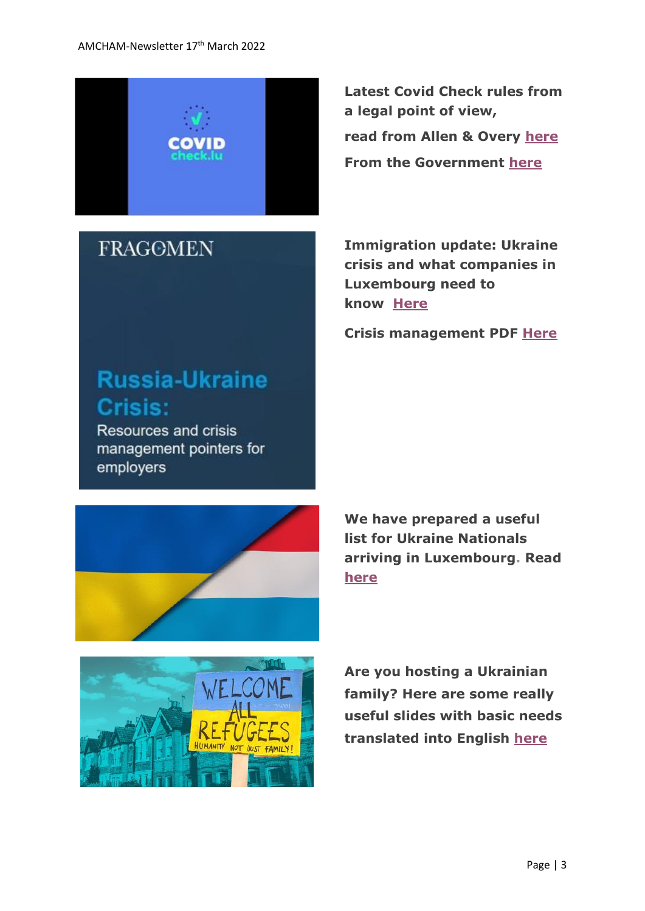**Latest Covid Check rules from a legal point of view,**

**read from Allen & Overy here**

**From the Government here**

**Immigration update: Ukraine crisis and what companies in Luxembourg need to know Here**

**Crisis management PDF Here**

**We have prepared a useful list for Ukraine Nationals arriving in Luxembourg. Read here**

**Are you hosting a Ukrainian family? Here are some really useful slides with basic needs translated into English here**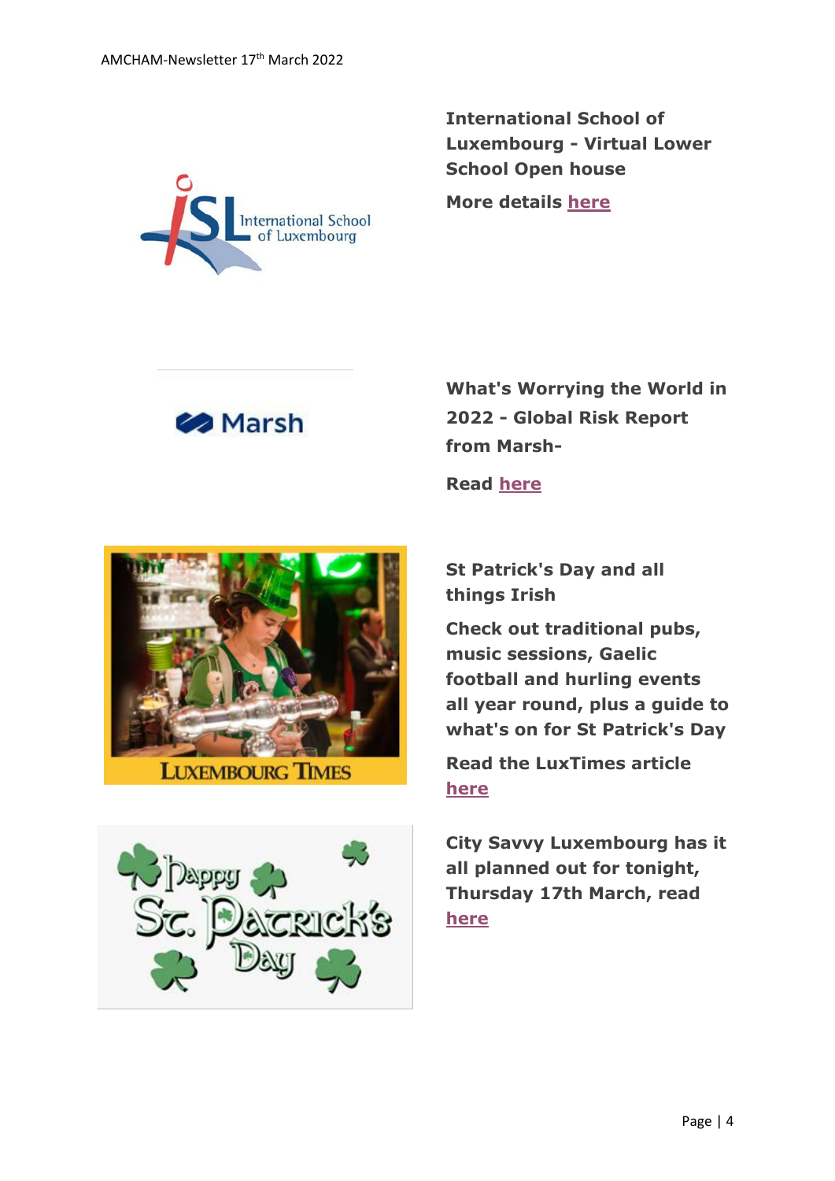**International School of Luxembourg - Virtual Lower School Open house**

**More details here**

**What's Worrying the World in 2022 - Global Risk Report from Marsh-**

**Read here**

**St Patrick's Day and all things Irish**

**Check out traditional pubs, music sessions, Gaelic football and hurling events all year round, plus a guide to what's on for St Patrick's Day**

**Read the LuxTimes article here**

**City Savvy Luxembourg has it all planned out for tonight, Thursday 17th March, read here**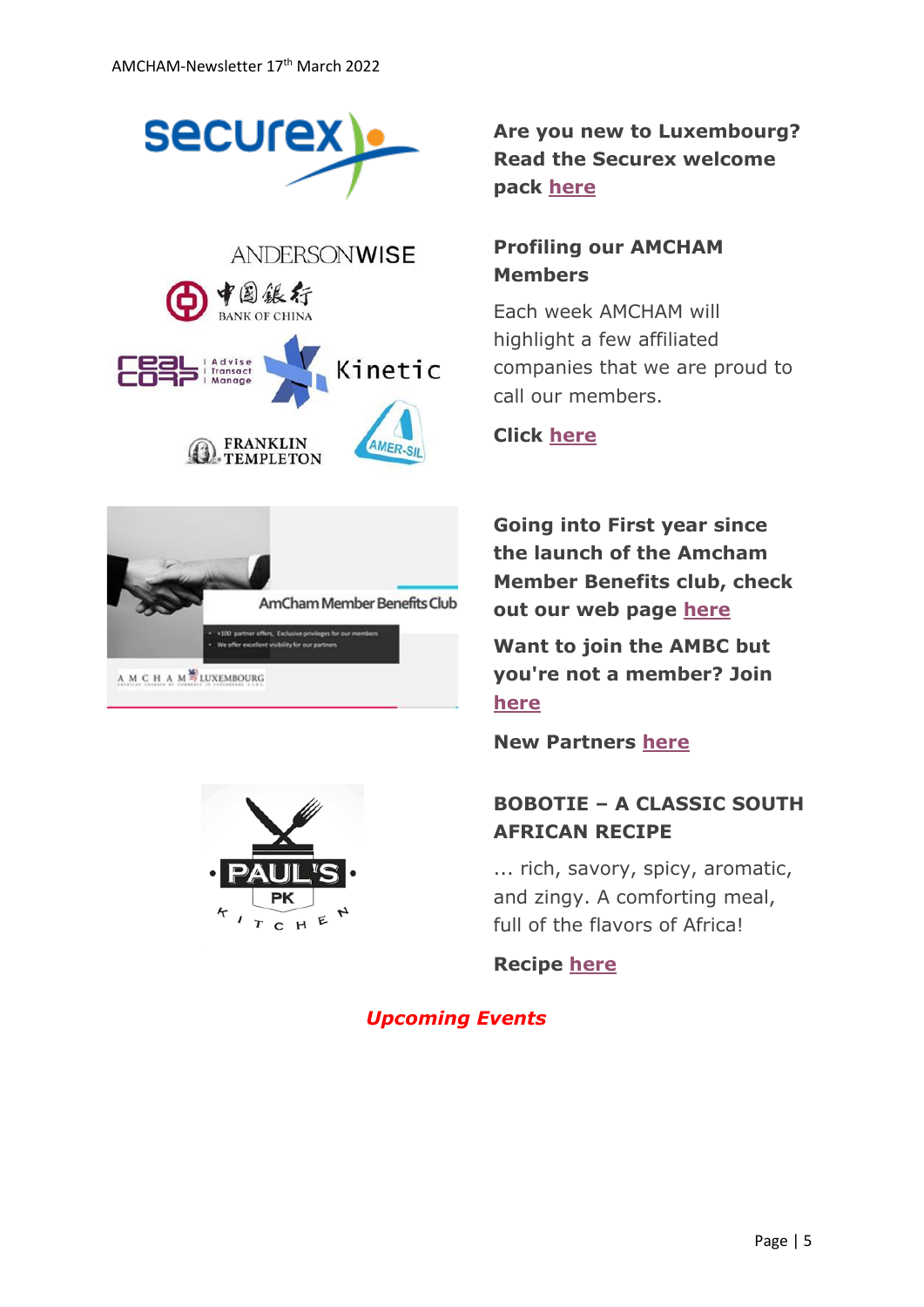**Are you new to Luxembourg? Read the Securex welcome pack here**

**Profiling our AMCHAM Members**

Each week AMCHAM will highlight a few affiliated companies that we are proud to call our members.

**Click here**

**Going into First year since the launch of the Amcham Member Benefits club, check out our web page here**

**Want to join the AMBC but you're not a member? Join here**

**New Partners here**

**BOBOTIE – A CLASSIC SOUTH AFRICAN RECIPE**

... rich, savory, spicy, aromatic, and zingy. A comforting meal, full of the flavors of Africa!

**Recipe here**

***Upcoming Events***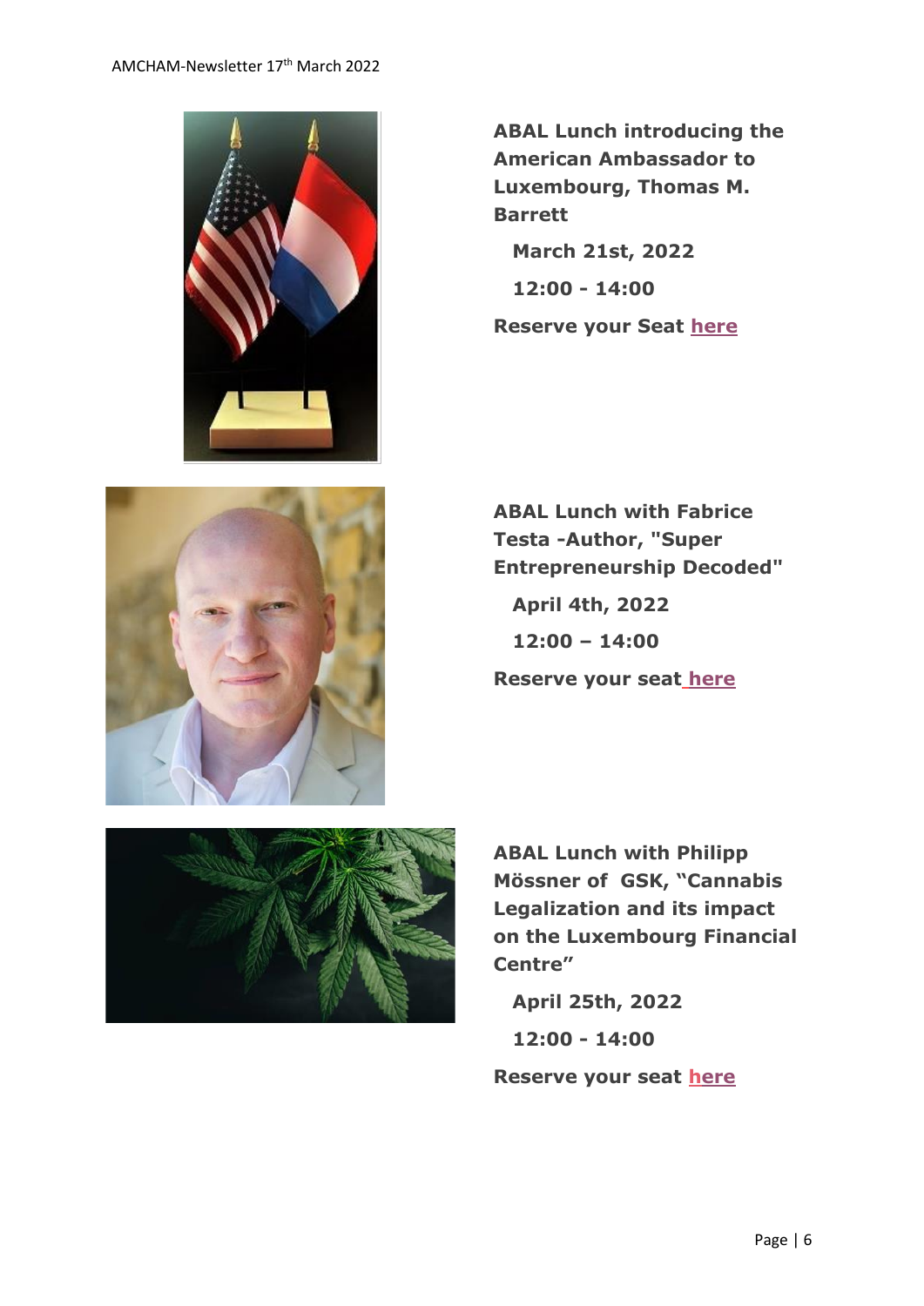**ABAL Lunch introducing the American Ambassador to Luxembourg, Thomas M. Barrett**

**March 21st, 2022**

**12:00 - 14:00**

**Reserve your Seat here**

**ABAL Lunch with Fabrice Testa -Author, "Super Entrepreneurship Decoded"**

**April 4th, 2022**

**12:00 – 14:00**

**Reserve your seat here**

**ABAL Lunch with Philipp Mössner of GSK, "Cannabis Legalization and its impact on the Luxembourg Financial Centre"**

**April 25th, 2022**

**12:00 - 14:00**

**Reserve your seat here**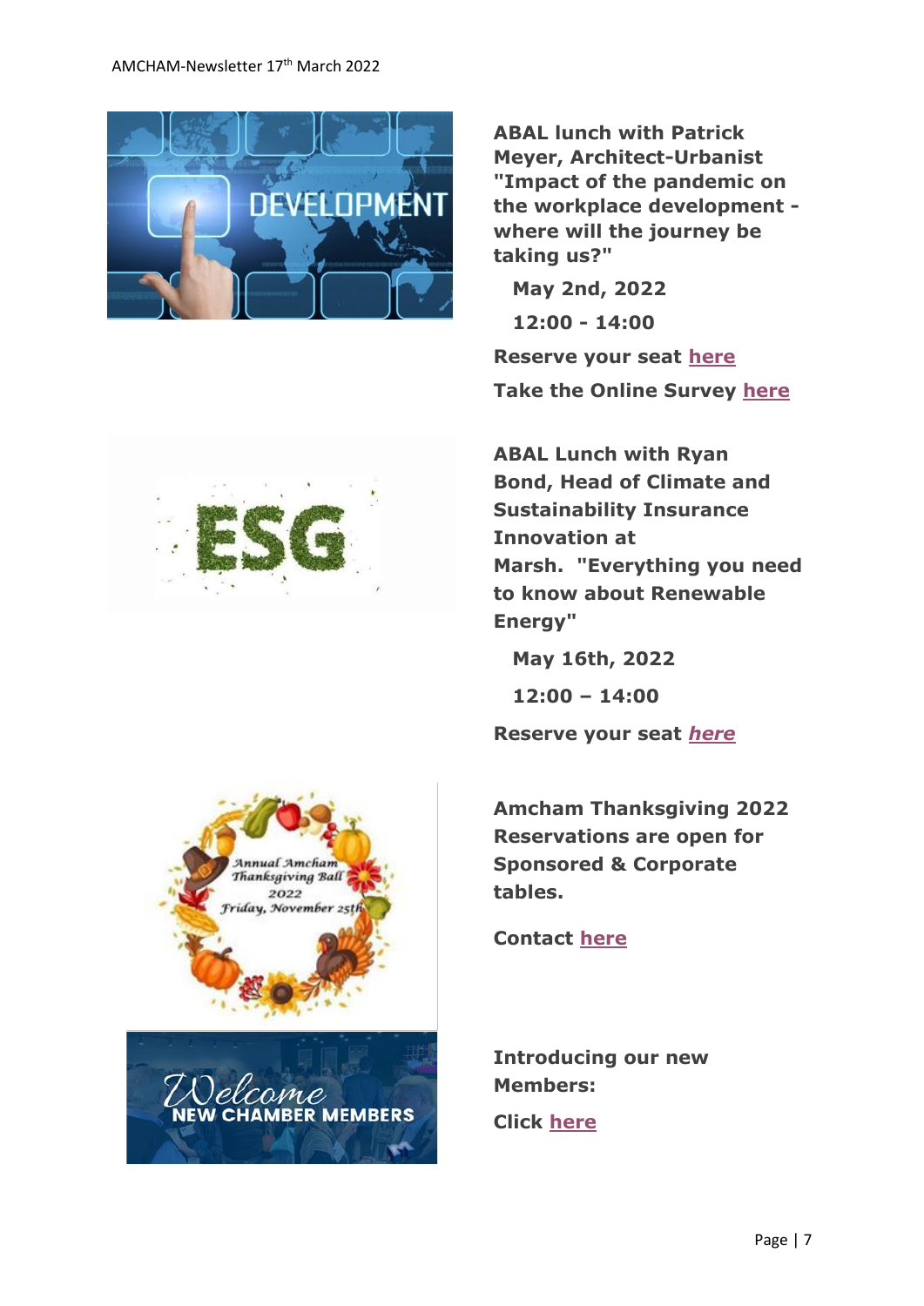**ABAL lunch with Patrick Meyer, Architect-Urbanist "Impact of the pandemic on the workplace development - where will the journey be taking us?"**

**May 2nd, 2022**

**12:00 - 14:00**

**Reserve your seat here**

**Take the Online Survey here**

**ABAL Lunch with Ryan Bond, Head of Climate and Sustainability Insurance Innovation at Marsh. "Everything you need to know about Renewable Energy"**

**May 16th, 2022**

**12:00 – 14:00**

**Reserve your seat *here***

**Amcham Thanksgiving 2022 Reservations are open for Sponsored & Corporate tables.**

**Contact here**

**Introducing our new Members:**

**Click here**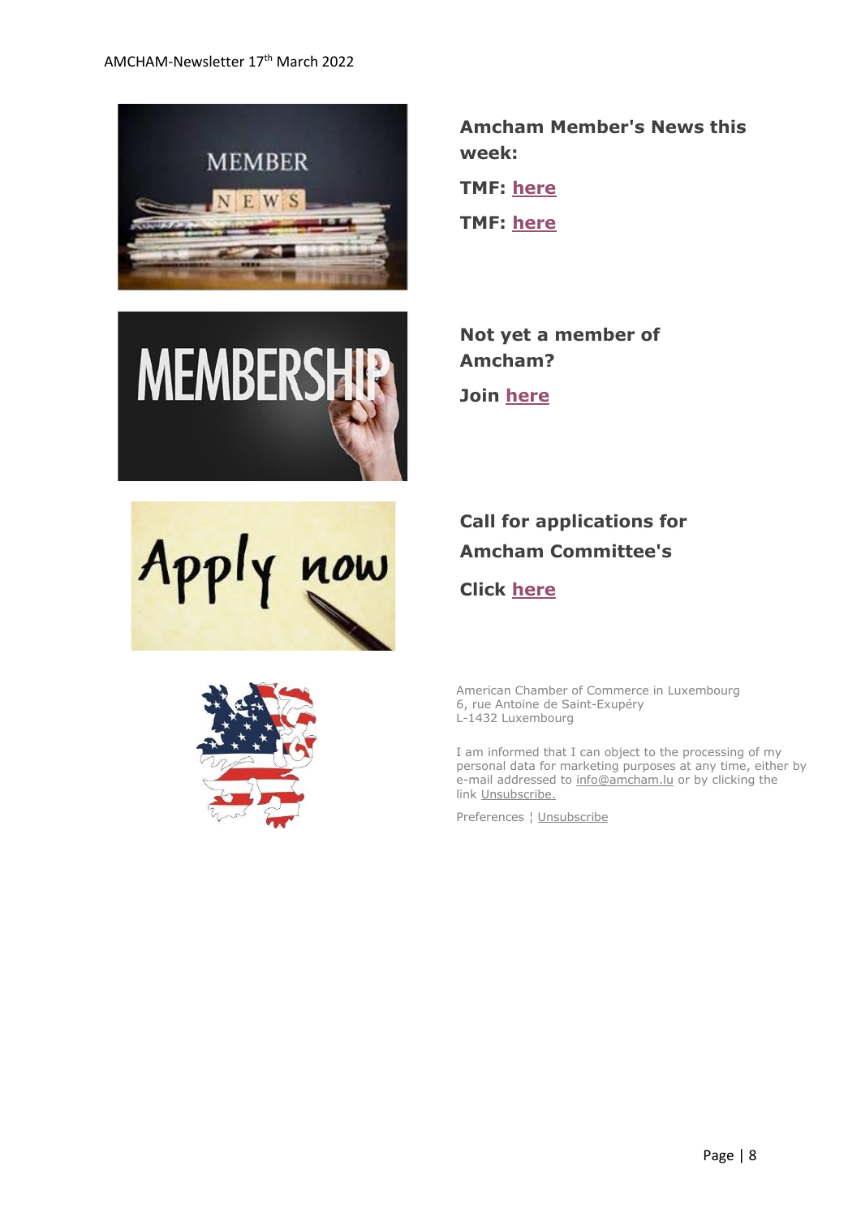**Amcham Member's News this week:**

**TMF: here**

**TMF: here**

**Not yet a member of Amcham?**

**Join here**

**Call for applications for Amcham Committee's**

**Click here**

American Chamber of Commerce in Luxembourg
6, rue Antoine de Saint-Exupéry
L-1432 Luxembourg

I am informed that I can object to the processing of my personal data for marketing purposes at any time, either by e-mail addressed to info@amcham.lu or by clicking the link Unsubscribe.

Preferences ¦ Unsubscribe